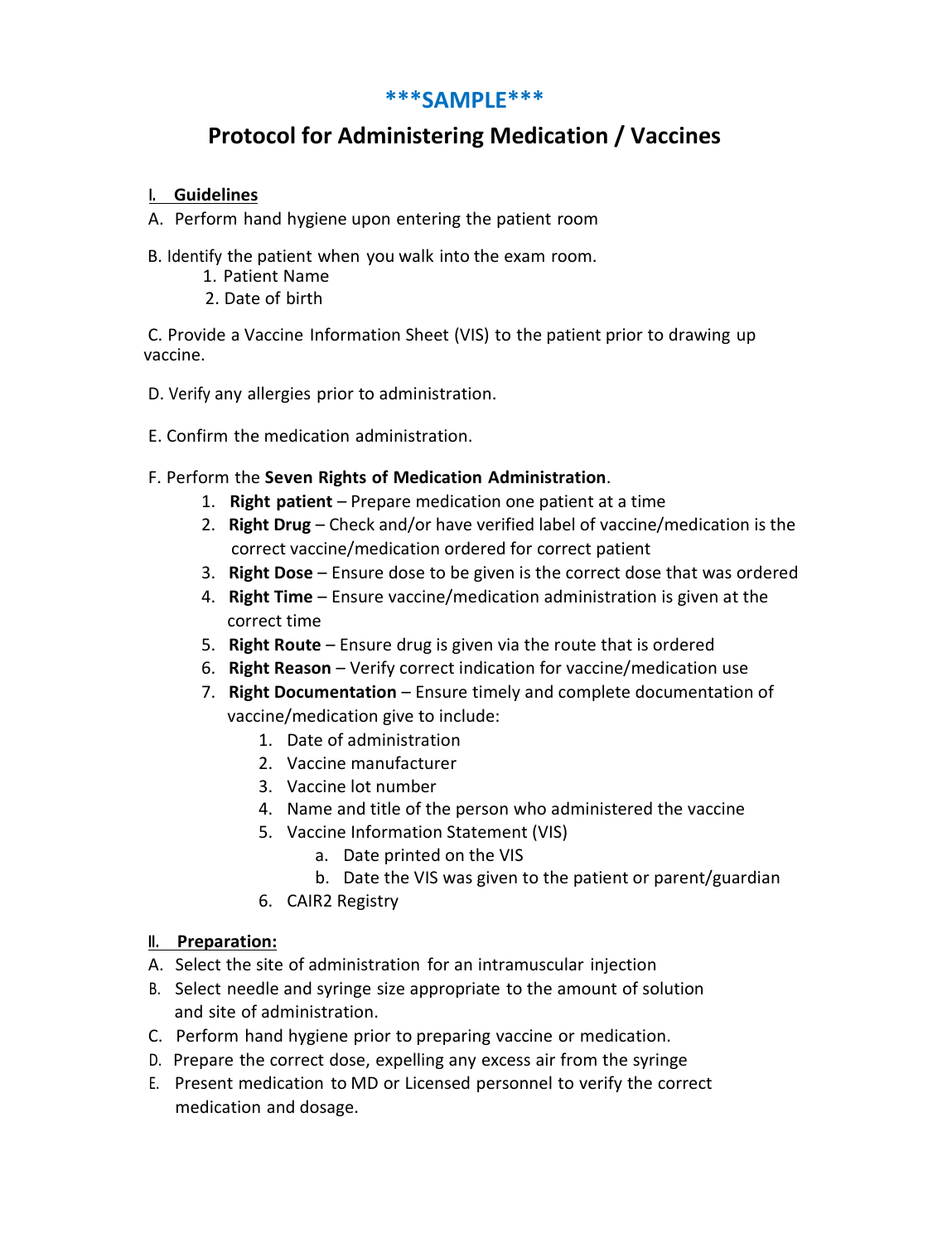***SAMPLE***

# Protocol for Administering Medication / Vaccines

## I. Guidelines

A. Perform hand hygiene upon entering the patient room

B. Identify the patient when you walk into the exam room.
   1. Patient Name
   2. Date of birth

C. Provide a Vaccine Information Sheet (VIS) to the patient prior to drawing up vaccine.

D. Verify any allergies prior to administration.

E. Confirm the medication administration.

F. Perform the **Seven Rights of Medication Administration**.
   1. **Right patient** – Prepare medication one patient at a time
   2. **Right Drug** – Check and/or have verified label of vaccine/medication is the correct vaccine/medication ordered for correct patient
   3. **Right Dose** – Ensure dose to be given is the correct dose that was ordered
   4. **Right Time** – Ensure vaccine/medication administration is given at the correct time
   5. **Right Route** – Ensure drug is given via the route that is ordered
   6. **Right Reason** – Verify correct indication for vaccine/medication use
   7. **Right Documentation** – Ensure timely and complete documentation of vaccine/medication give to include:
      1. Date of administration
      2. Vaccine manufacturer
      3. Vaccine lot number
      4. Name and title of the person who administered the vaccine
      5. Vaccine Information Statement (VIS)
         a. Date printed on the VIS
         b. Date the VIS was given to the patient or parent/guardian
      6. CAIR2 Registry

## II. Preparation:

A. Select the site of administration for an intramuscular injection

B. Select needle and syringe size appropriate to the amount of solution and site of administration.

C. Perform hand hygiene prior to preparing vaccine or medication.

D. Prepare the correct dose, expelling any excess air from the syringe

E. Present medication to MD or Licensed personnel to verify the correct medication and dosage.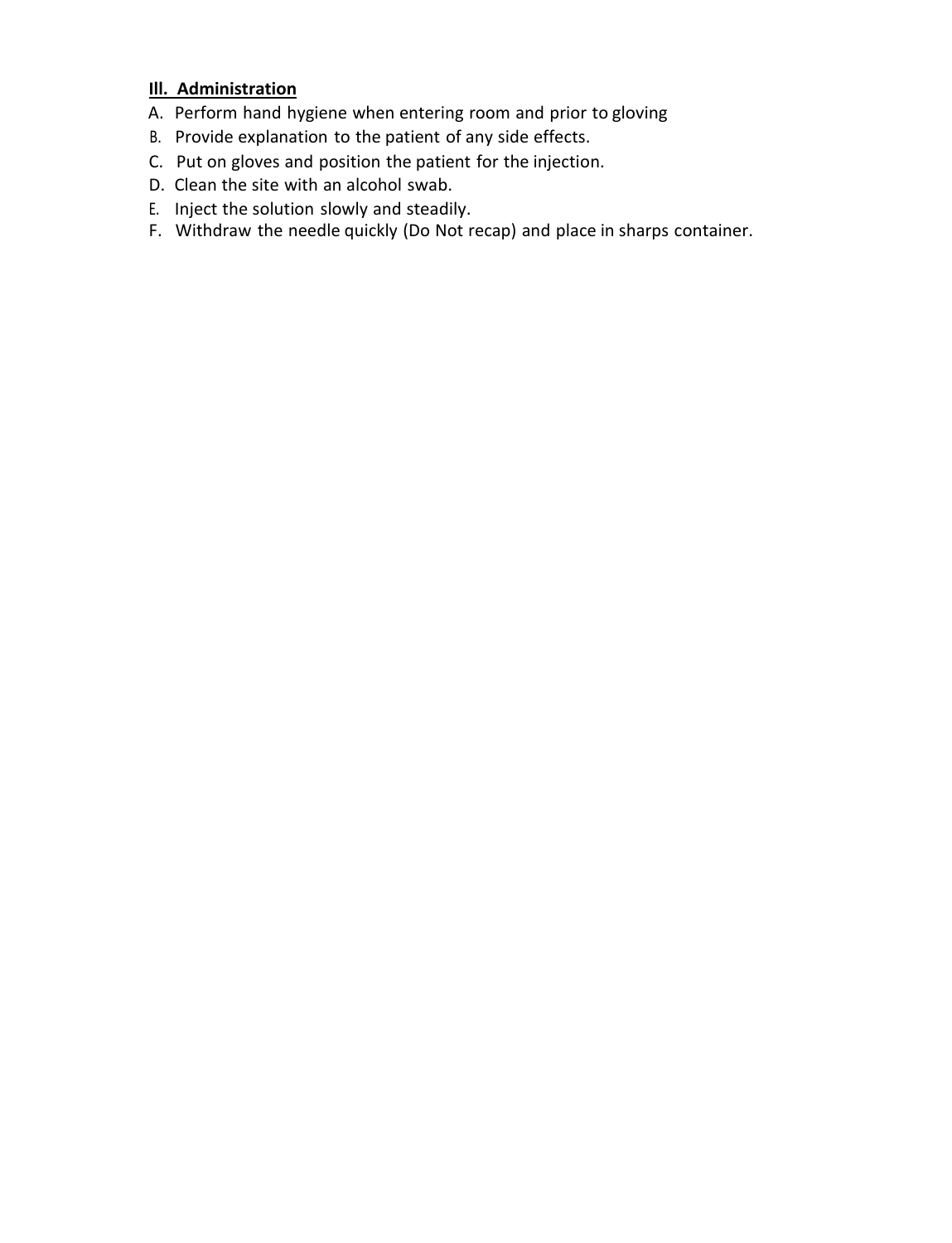**III. Administration**

A. Perform hand hygiene when entering room and prior to gloving
B. Provide explanation to the patient of any side effects.
C. Put on gloves and position the patient for the injection.
D. Clean the site with an alcohol swab.
E. Inject the solution slowly and steadily.
F. Withdraw the needle quickly (Do Not recap) and place in sharps container.